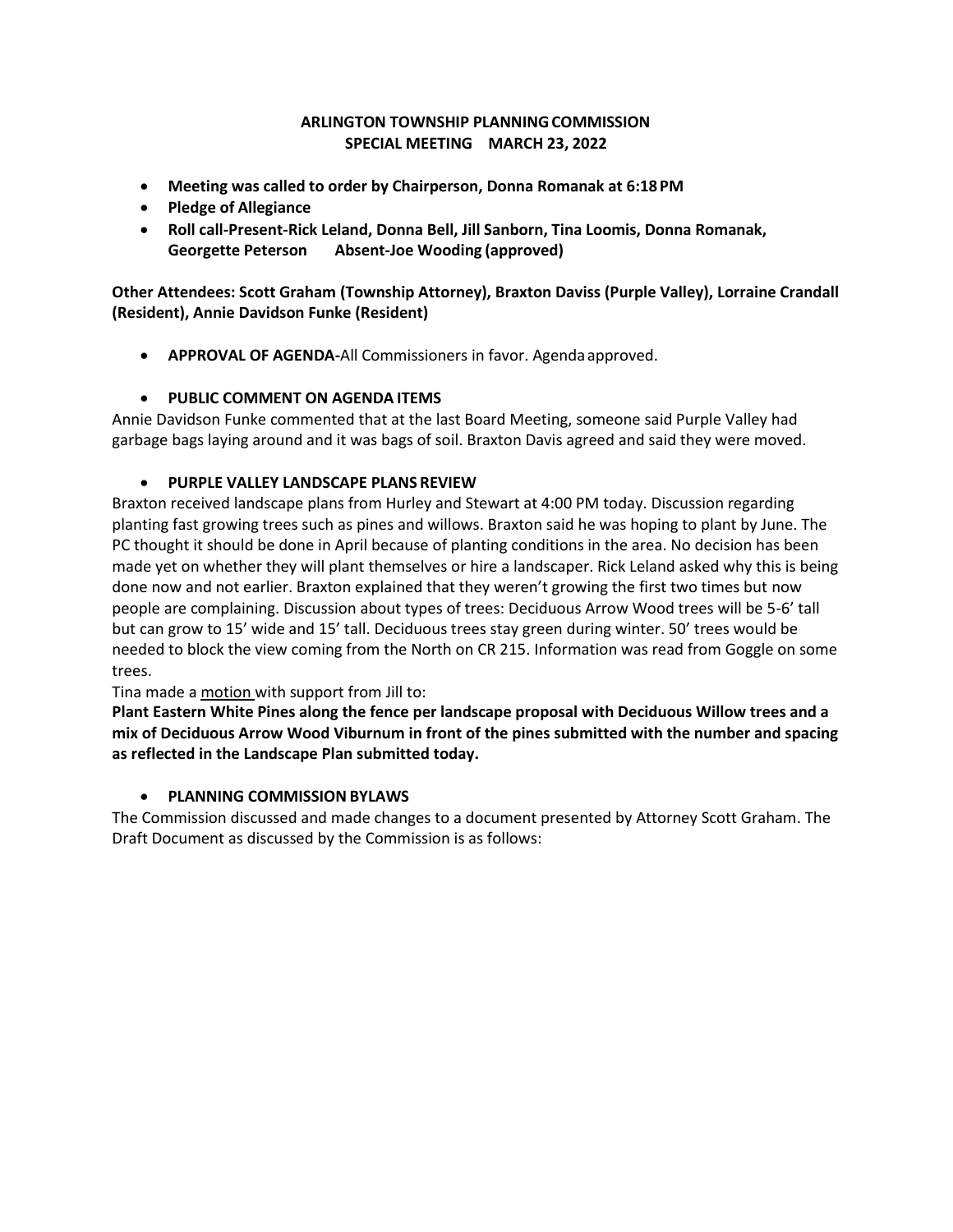# ARLINGTON TOWNSHIP PLANNING COMMISSION
## SPECIAL MEETING MARCH 23, 2022

- **Meeting was called to order by Chairperson, Donna Romanak at 6:18 PM**
- **Pledge of Allegiance**
- **Roll call-Present-Rick Leland, Donna Bell, Jill Sanborn, Tina Loomis, Donna Romanak, Georgette Peterson Absent-Joe Wooding (approved)**

**Other Attendees: Scott Graham (Township Attorney), Braxton Daviss (Purple Valley), Lorraine Crandall (Resident), Annie Davidson Funke (Resident)**

- **APPROVAL OF AGENDA-**All Commissioners in favor. Agenda approved.

- **PUBLIC COMMENT ON AGENDA ITEMS**

Annie Davidson Funke commented that at the last Board Meeting, someone said Purple Valley had garbage bags laying around and it was bags of soil. Braxton Davis agreed and said they were moved.

- **PURPLE VALLEY LANDSCAPE PLANS REVIEW**

Braxton received landscape plans from Hurley and Stewart at 4:00 PM today. Discussion regarding planting fast growing trees such as pines and willows. Braxton said he was hoping to plant by June. The PC thought it should be done in April because of planting conditions in the area. No decision has been made yet on whether they will plant themselves or hire a landscaper. Rick Leland asked why this is being done now and not earlier. Braxton explained that they weren't growing the first two times but now people are complaining. Discussion about types of trees: Deciduous Arrow Wood trees will be 5-6' tall but can grow to 15' wide and 15' tall. Deciduous trees stay green during winter. 50' trees would be needed to block the view coming from the North on CR 215. Information was read from Goggle on some trees.

Tina made a motion with support from Jill to:

**Plant Eastern White Pines along the fence per landscape proposal with Deciduous Willow trees and a mix of Deciduous Arrow Wood Viburnum in front of the pines submitted with the number and spacing as reflected in the Landscape Plan submitted today.**

- **PLANNING COMMISSION BYLAWS**

The Commission discussed and made changes to a document presented by Attorney Scott Graham. The Draft Document as discussed by the Commission is as follows: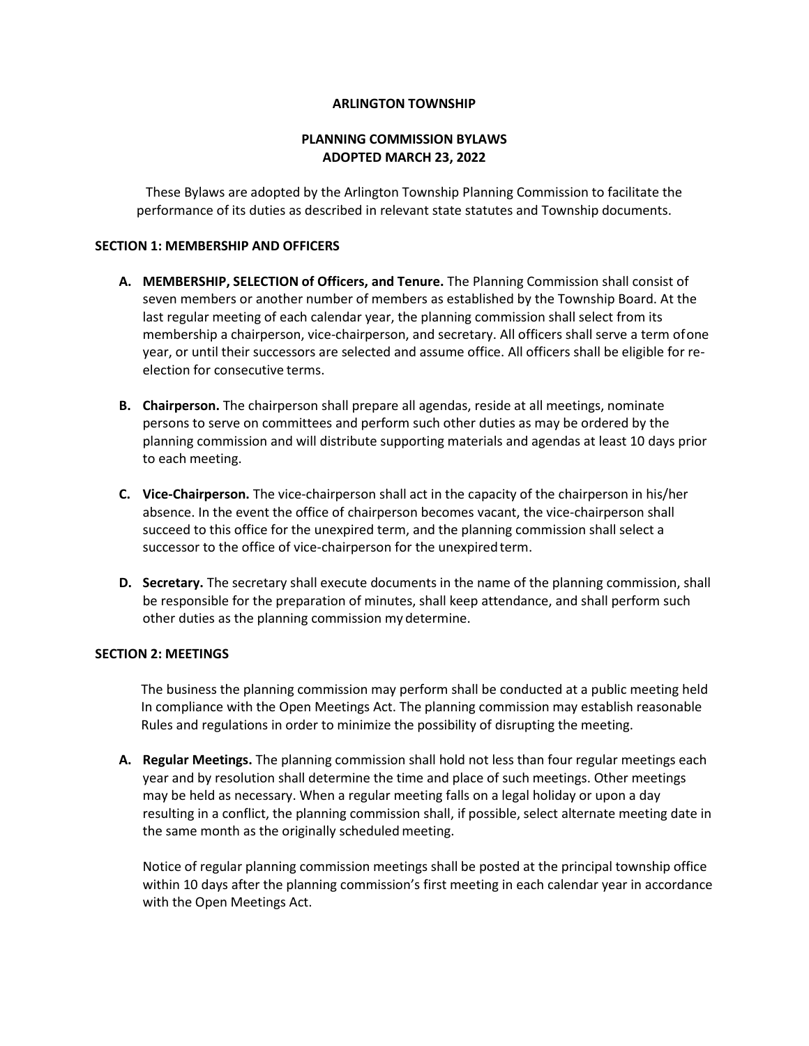**ARLINGTON TOWNSHIP**

**PLANNING COMMISSION BYLAWS**
**ADOPTED MARCH 23, 2022**

These Bylaws are adopted by the Arlington Township Planning Commission to facilitate the performance of its duties as described in relevant state statutes and Township documents.

**SECTION 1: MEMBERSHIP AND OFFICERS**

**A. MEMBERSHIP, SELECTION of Officers, and Tenure.** The Planning Commission shall consist of seven members or another number of members as established by the Township Board. At the last regular meeting of each calendar year, the planning commission shall select from its membership a chairperson, vice-chairperson, and secretary. All officers shall serve a term ofone year, or until their successors are selected and assume office. All officers shall be eligible for re-election for consecutive terms.

**B. Chairperson.** The chairperson shall prepare all agendas, reside at all meetings, nominate persons to serve on committees and perform such other duties as may be ordered by the planning commission and will distribute supporting materials and agendas at least 10 days prior to each meeting.

**C. Vice-Chairperson.** The vice-chairperson shall act in the capacity of the chairperson in his/her absence. In the event the office of chairperson becomes vacant, the vice-chairperson shall succeed to this office for the unexpired term, and the planning commission shall select a successor to the office of vice-chairperson for the unexpired term.

**D. Secretary.** The secretary shall execute documents in the name of the planning commission, shall be responsible for the preparation of minutes, shall keep attendance, and shall perform such other duties as the planning commission my determine.

**SECTION 2: MEETINGS**

The business the planning commission may perform shall be conducted at a public meeting held In compliance with the Open Meetings Act. The planning commission may establish reasonable Rules and regulations in order to minimize the possibility of disrupting the meeting.

**A. Regular Meetings.** The planning commission shall hold not less than four regular meetings each year and by resolution shall determine the time and place of such meetings. Other meetings may be held as necessary. When a regular meeting falls on a legal holiday or upon a day resulting in a conflict, the planning commission shall, if possible, select alternate meeting date in the same month as the originally scheduled meeting.

Notice of regular planning commission meetings shall be posted at the principal township office within 10 days after the planning commission's first meeting in each calendar year in accordance with the Open Meetings Act.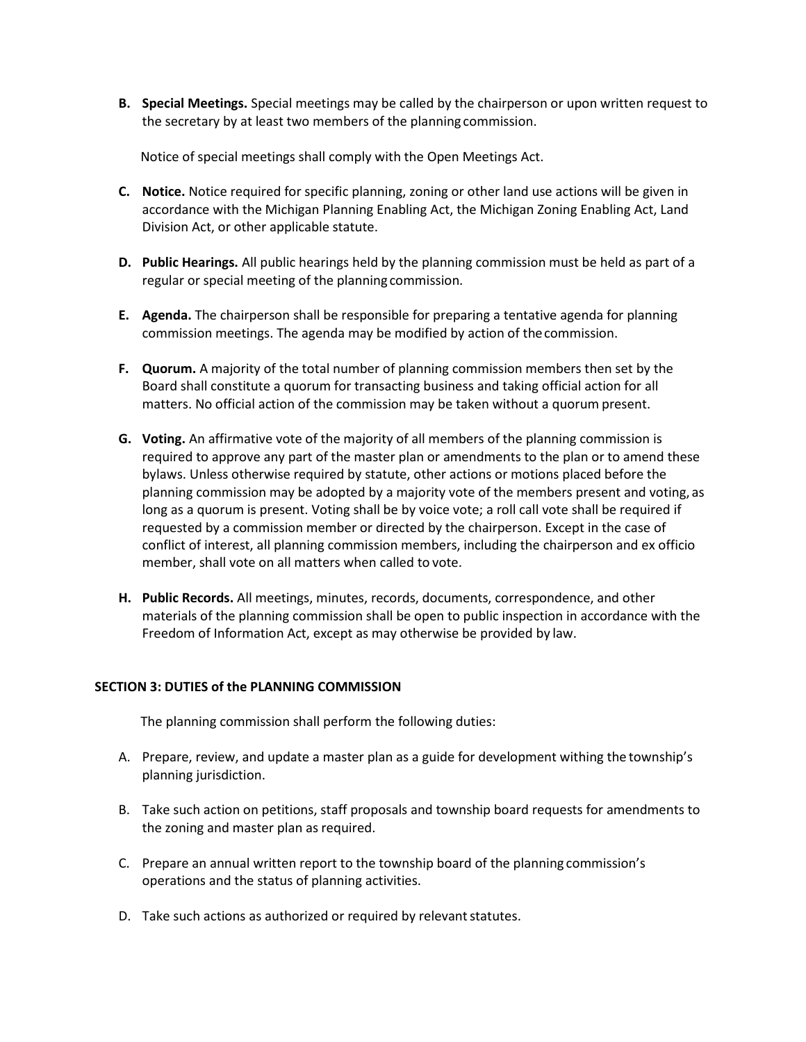**B. Special Meetings.** Special meetings may be called by the chairperson or upon written request to the secretary by at least two members of the planning commission.

Notice of special meetings shall comply with the Open Meetings Act.

**C. Notice.** Notice required for specific planning, zoning or other land use actions will be given in accordance with the Michigan Planning Enabling Act, the Michigan Zoning Enabling Act, Land Division Act, or other applicable statute.

**D. Public Hearings.** All public hearings held by the planning commission must be held as part of a regular or special meeting of the planning commission.

**E. Agenda.** The chairperson shall be responsible for preparing a tentative agenda for planning commission meetings. The agenda may be modified by action of the commission.

**F. Quorum.** A majority of the total number of planning commission members then set by the Board shall constitute a quorum for transacting business and taking official action for all matters. No official action of the commission may be taken without a quorum present.

**G. Voting.** An affirmative vote of the majority of all members of the planning commission is required to approve any part of the master plan or amendments to the plan or to amend these bylaws. Unless otherwise required by statute, other actions or motions placed before the planning commission may be adopted by a majority vote of the members present and voting, as long as a quorum is present. Voting shall be by voice vote; a roll call vote shall be required if requested by a commission member or directed by the chairperson. Except in the case of conflict of interest, all planning commission members, including the chairperson and ex officio member, shall vote on all matters when called to vote.

**H. Public Records.** All meetings, minutes, records, documents, correspondence, and other materials of the planning commission shall be open to public inspection in accordance with the Freedom of Information Act, except as may otherwise be provided by law.

## SECTION 3: DUTIES of the PLANNING COMMISSION

The planning commission shall perform the following duties:

A. Prepare, review, and update a master plan as a guide for development withing the township's planning jurisdiction.

B. Take such action on petitions, staff proposals and township board requests for amendments to the zoning and master plan as required.

C. Prepare an annual written report to the township board of the planning commission's operations and the status of planning activities.

D. Take such actions as authorized or required by relevant statutes.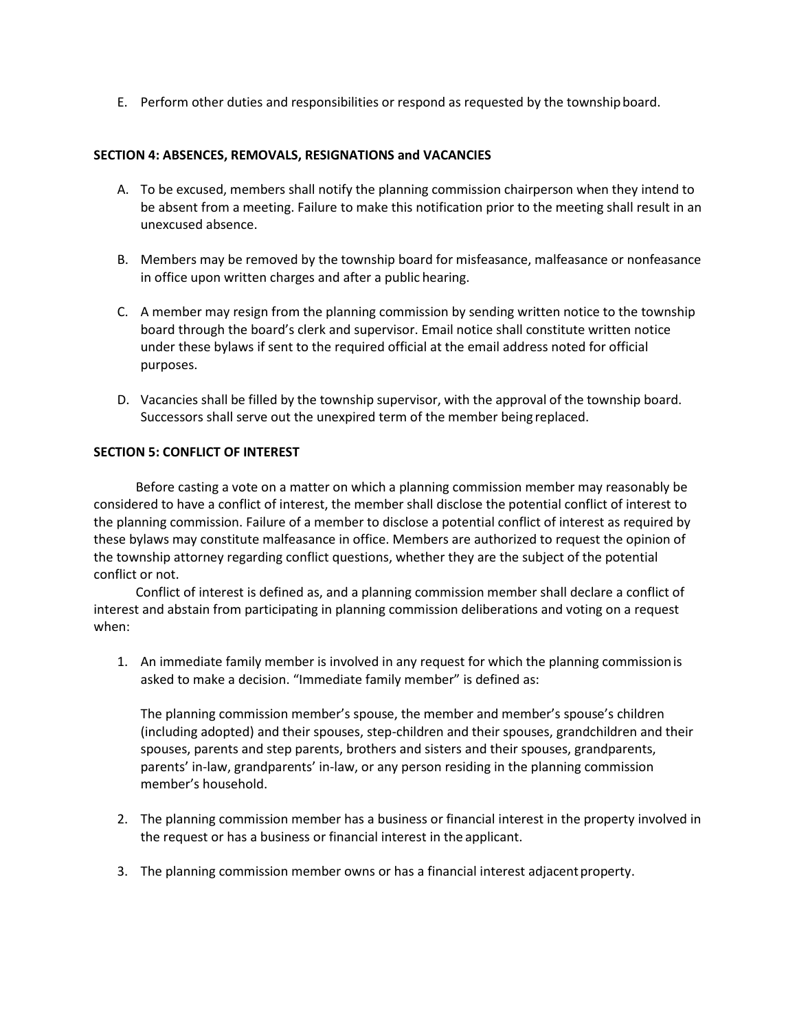E. Perform other duties and responsibilities or respond as requested by the township board.

**SECTION 4: ABSENCES, REMOVALS, RESIGNATIONS and VACANCIES**

A. To be excused, members shall notify the planning commission chairperson when they intend to be absent from a meeting. Failure to make this notification prior to the meeting shall result in an unexcused absence.

B. Members may be removed by the township board for misfeasance, malfeasance or nonfeasance in office upon written charges and after a public hearing.

C. A member may resign from the planning commission by sending written notice to the township board through the board's clerk and supervisor. Email notice shall constitute written notice under these bylaws if sent to the required official at the email address noted for official purposes.

D. Vacancies shall be filled by the township supervisor, with the approval of the township board. Successors shall serve out the unexpired term of the member being replaced.

**SECTION 5: CONFLICT OF INTEREST**

Before casting a vote on a matter on which a planning commission member may reasonably be considered to have a conflict of interest, the member shall disclose the potential conflict of interest to the planning commission. Failure of a member to disclose a potential conflict of interest as required by these bylaws may constitute malfeasance in office. Members are authorized to request the opinion of the township attorney regarding conflict questions, whether they are the subject of the potential conflict or not.

Conflict of interest is defined as, and a planning commission member shall declare a conflict of interest and abstain from participating in planning commission deliberations and voting on a request when:

1. An immediate family member is involved in any request for which the planning commission is asked to make a decision. "Immediate family member" is defined as:

   The planning commission member's spouse, the member and member's spouse's children (including adopted) and their spouses, step-children and their spouses, grandchildren and their spouses, parents and step parents, brothers and sisters and their spouses, grandparents, parents' in-law, grandparents' in-law, or any person residing in the planning commission member's household.

2. The planning commission member has a business or financial interest in the property involved in the request or has a business or financial interest in the applicant.

3. The planning commission member owns or has a financial interest adjacent property.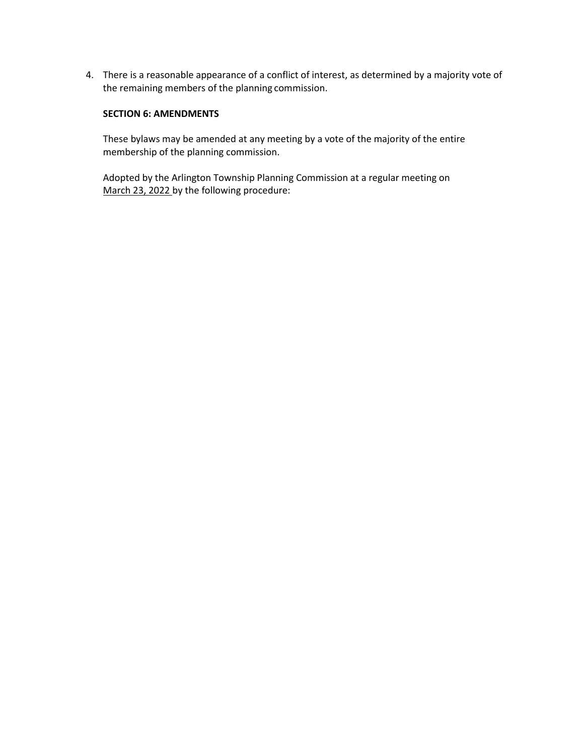4. There is a reasonable appearance of a conflict of interest, as determined by a majority vote of the remaining members of the planning commission.

**SECTION 6: AMENDMENTS**

These bylaws may be amended at any meeting by a vote of the majority of the entire membership of the planning commission.

Adopted by the Arlington Township Planning Commission at a regular meeting on March 23, 2022 by the following procedure: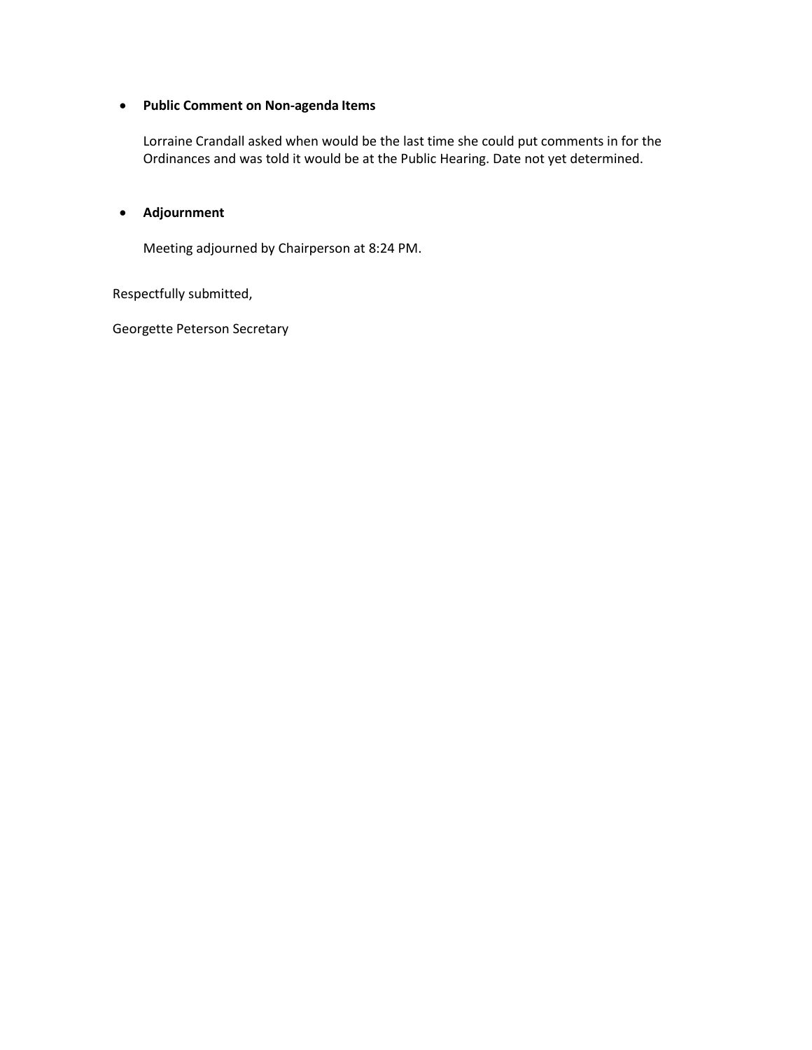- **Public Comment on Non-agenda Items**

  Lorraine Crandall asked when would be the last time she could put comments in for the Ordinances and was told it would be at the Public Hearing. Date not yet determined.

- **Adjournment**

  Meeting adjourned by Chairperson at 8:24 PM.

Respectfully submitted,

Georgette Peterson Secretary